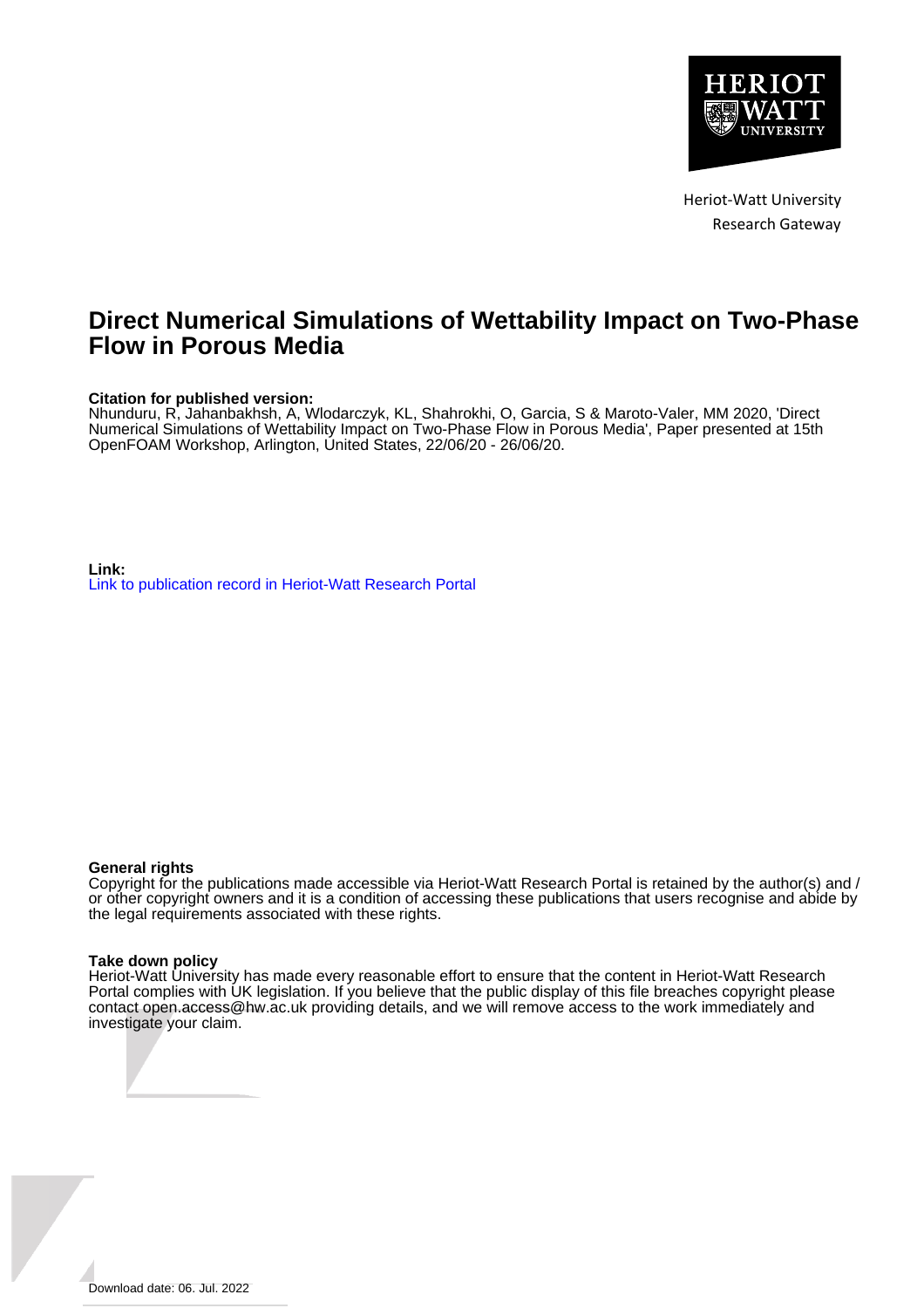Heriot-Watt University
Research Gateway

# Direct Numerical Simulations of Wettability Impact on Two-Phase Flow in Porous Media

**Citation for published version:**
Nhunduru, R, Jahanbakhsh, A, Wlodarczyk, KL, Shahrokhi, O, Garcia, S & Maroto-Valer, MM 2020, 'Direct Numerical Simulations of Wettability Impact on Two-Phase Flow in Porous Media', Paper presented at 15th OpenFOAM Workshop, Arlington, United States, 22/06/20 - 26/06/20.

**Link:**
Link to publication record in Heriot-Watt Research Portal

**General rights**
Copyright for the publications made accessible via Heriot-Watt Research Portal is retained by the author(s) and / or other copyright owners and it is a condition of accessing these publications that users recognise and abide by the legal requirements associated with these rights.

**Take down policy**
Heriot-Watt University has made every reasonable effort to ensure that the content in Heriot-Watt Research Portal complies with UK legislation. If you believe that the public display of this file breaches copyright please contact open.access@hw.ac.uk providing details, and we will remove access to the work immediately and investigate your claim.

Download date: 06. Jul. 2022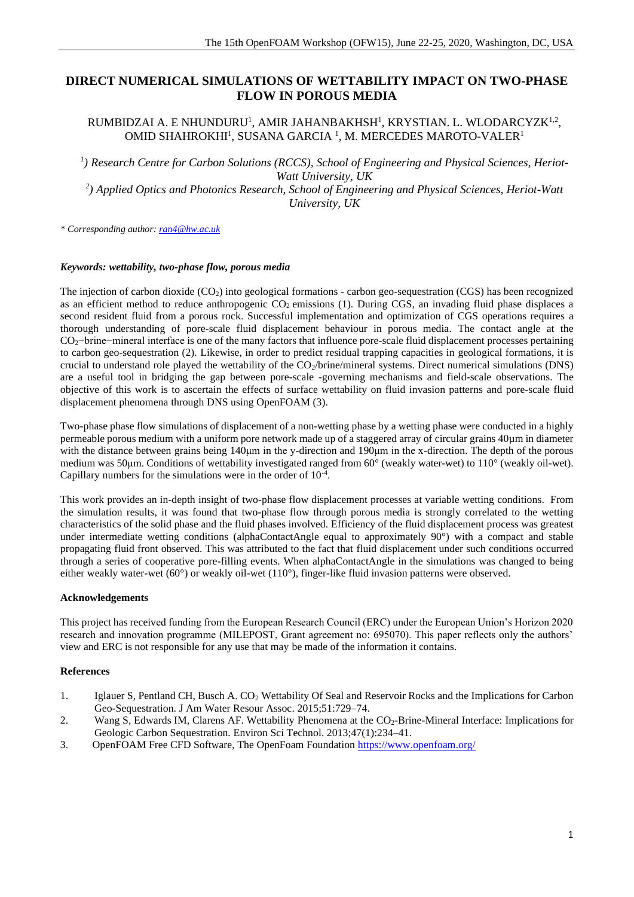# DIRECT NUMERICAL SIMULATIONS OF WETTABILITY IMPACT ON TWO-PHASE FLOW IN POROUS MEDIA

RUMBIDZAI A. E NHUNDURU[1], AMIR JAHANBAKHSH[1], KRYSTIAN. L. WLODARCYZK[1,2], OMID SHAHROKHI[1], SUSANA GARCIA [1], M. MERCEDES MAROTO-VALER[1]

*[1]) Research Centre for Carbon Solutions (RCCS), School of Engineering and Physical Sciences, Heriot-Watt University, UK*

*[2]) Applied Optics and Photonics Research, School of Engineering and Physical Sciences, Heriot-Watt University, UK*

*\* Corresponding author: ran4@hw.ac.uk*

***Keywords: wettability, two-phase flow, porous media***

The injection of carbon dioxide ($CO_2$) into geological formations - carbon geo-sequestration (CGS) has been recognized as an efficient method to reduce anthropogenic $CO_2$ emissions (1). During CGS, an invading fluid phase displaces a second resident fluid from a porous rock. Successful implementation and optimization of CGS operations requires a thorough understanding of pore-scale fluid displacement behaviour in porous media. The contact angle at the $CO_2$−brine−mineral interface is one of the many factors that influence pore-scale fluid displacement processes pertaining to carbon geo-sequestration (2). Likewise, in order to predict residual trapping capacities in geological formations, it is crucial to understand role played the wettability of the $CO_2$/brine/mineral systems. Direct numerical simulations (DNS) are a useful tool in bridging the gap between pore-scale -governing mechanisms and field-scale observations. The objective of this work is to ascertain the effects of surface wettability on fluid invasion patterns and pore-scale fluid displacement phenomena through DNS using OpenFOAM (3).

Two-phase phase flow simulations of displacement of a non-wetting phase by a wetting phase were conducted in a highly permeable porous medium with a uniform pore network made up of a staggered array of circular grains 40μm in diameter with the distance between grains being 140μm in the y-direction and 190μm in the x-direction. The depth of the porous medium was 50μm. Conditions of wettability investigated ranged from 60° (weakly water-wet) to 110° (weakly oil-wet). Capillary numbers for the simulations were in the order of $10^{-4}$.

This work provides an in-depth insight of two-phase flow displacement processes at variable wetting conditions. From the simulation results, it was found that two-phase flow through porous media is strongly correlated to the wetting characteristics of the solid phase and the fluid phases involved. Efficiency of the fluid displacement process was greatest under intermediate wetting conditions (alphaContactAngle equal to approximately 90°) with a compact and stable propagating fluid front observed. This was attributed to the fact that fluid displacement under such conditions occurred through a series of cooperative pore-filling events. When alphaContactAngle in the simulations was changed to being either weakly water-wet (60°) or weakly oil-wet (110°), finger-like fluid invasion patterns were observed.

**Acknowledgements**

This project has received funding from the European Research Council (ERC) under the European Union's Horizon 2020 research and innovation programme (MILEPOST, Grant agreement no: 695070). This paper reflects only the authors' view and ERC is not responsible for any use that may be made of the information it contains.

**References**

1. Iglauer S, Pentland CH, Busch A. $CO_2$ Wettability Of Seal and Reservoir Rocks and the Implications for Carbon Geo-Sequestration. J Am Water Resour Assoc. 2015;51:729–74.
2. Wang S, Edwards IM, Clarens AF. Wettability Phenomena at the $CO_2$-Brine-Mineral Interface: Implications for Geologic Carbon Sequestration. Environ Sci Technol. 2013;47(1):234–41.
3. OpenFOAM Free CFD Software, The OpenFoam Foundation https://www.openfoam.org/